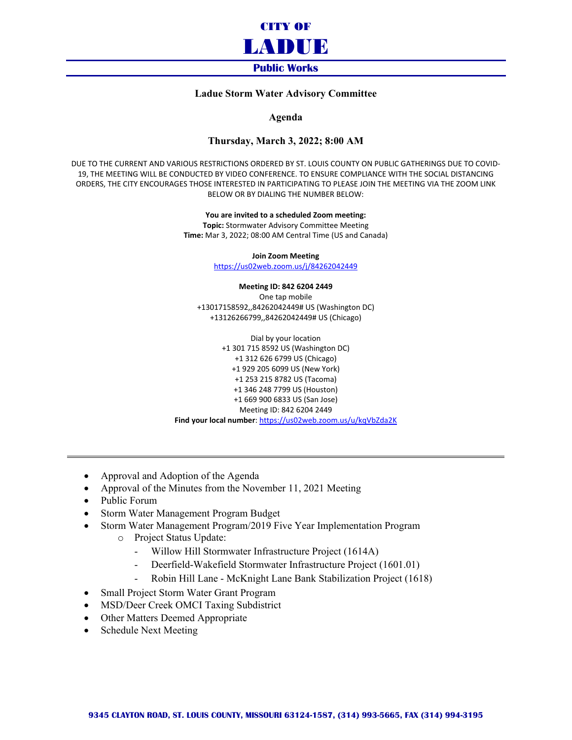# CITY OF LADUE

## Public Works

### Ladue Storm Water Advisory Committee

### Agenda

### Thursday, March 3, 2022; 8:00 AM

DUE TO THE CURRENT AND VARIOUS RESTRICTIONS ORDERED BY ST. LOUIS COUNTY ON PUBLIC GATHERINGS DUE TO COVID-19, THE MEETING WILL BE CONDUCTED BY VIDEO CONFERENCE. TO ENSURE COMPLIANCE WITH THE SOCIAL DISTANCING ORDERS, THE CITY ENCOURAGES THOSE INTERESTED IN PARTICIPATING TO PLEASE JOIN THE MEETING VIA THE ZOOM LINK BELOW OR BY DIALING THE NUMBER BELOW:

**You are invited to a scheduled Zoom meeting:**
**Topic:** Stormwater Advisory Committee Meeting
**Time:** Mar 3, 2022; 08:00 AM Central Time (US and Canada)

**Join Zoom Meeting**
https://us02web.zoom.us/j/84262042449

**Meeting ID: 842 6204 2449**
One tap mobile
+13017158592,,84262042449# US (Washington DC)
+13126266799,,84262042449# US (Chicago)

Dial by your location
+1 301 715 8592 US (Washington DC)
+1 312 626 6799 US (Chicago)
+1 929 205 6099 US (New York)
+1 253 215 8782 US (Tacoma)
+1 346 248 7799 US (Houston)
+1 669 900 6833 US (San Jose)
Meeting ID: 842 6204 2449
**Find your local number**: https://us02web.zoom.us/u/kqVbZda2K

---

- Approval and Adoption of the Agenda
- Approval of the Minutes from the November 11, 2021 Meeting
- Public Forum
- Storm Water Management Program Budget
- Storm Water Management Program/2019 Five Year Implementation Program
  - Project Status Update:
    - Willow Hill Stormwater Infrastructure Project (1614A)
    - Deerfield-Wakefield Stormwater Infrastructure Project (1601.01)
    - Robin Hill Lane - McKnight Lane Bank Stabilization Project (1618)
- Small Project Storm Water Grant Program
- MSD/Deer Creek OMCI Taxing Subdistrict
- Other Matters Deemed Appropriate
- Schedule Next Meeting

9345 CLAYTON ROAD, ST. LOUIS COUNTY, MISSOURI 63124-1587, (314) 993-5665, FAX (314) 994-3195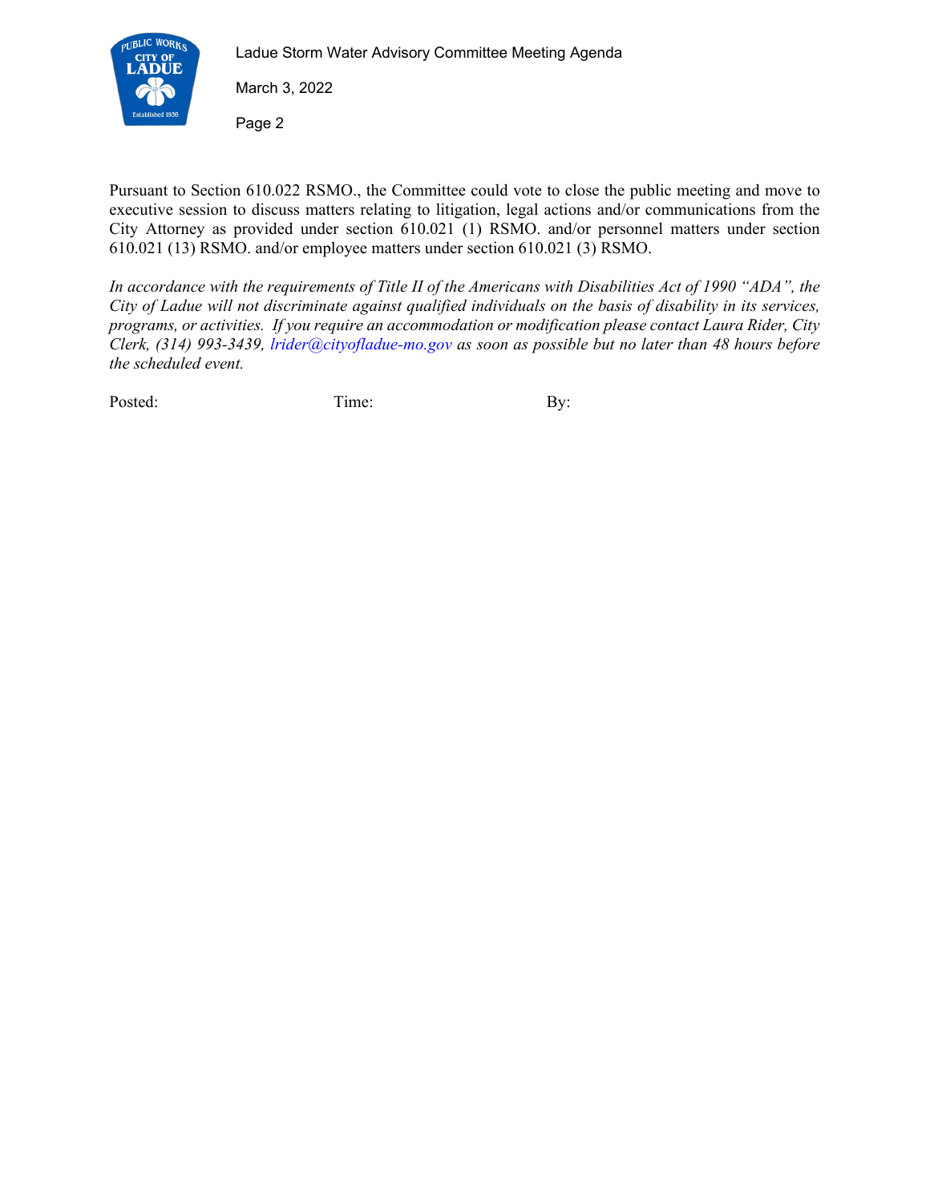Pursuant to Section 610.022 RSMO., the Committee could vote to close the public meeting and move to executive session to discuss matters relating to litigation, legal actions and/or communications from the City Attorney as provided under section 610.021 (1) RSMO. and/or personnel matters under section 610.021 (13) RSMO. and/or employee matters under section 610.021 (3) RSMO.

*In accordance with the requirements of Title II of the Americans with Disabilities Act of 1990 "ADA", the City of Ladue will not discriminate against qualified individuals on the basis of disability in its services, programs, or activities. If you require an accommodation or modification please contact Laura Rider, City Clerk, (314) 993-3439, lrider@cityofladue-mo.gov as soon as possible but no later than 48 hours before the scheduled event.*

Posted: Time: By: